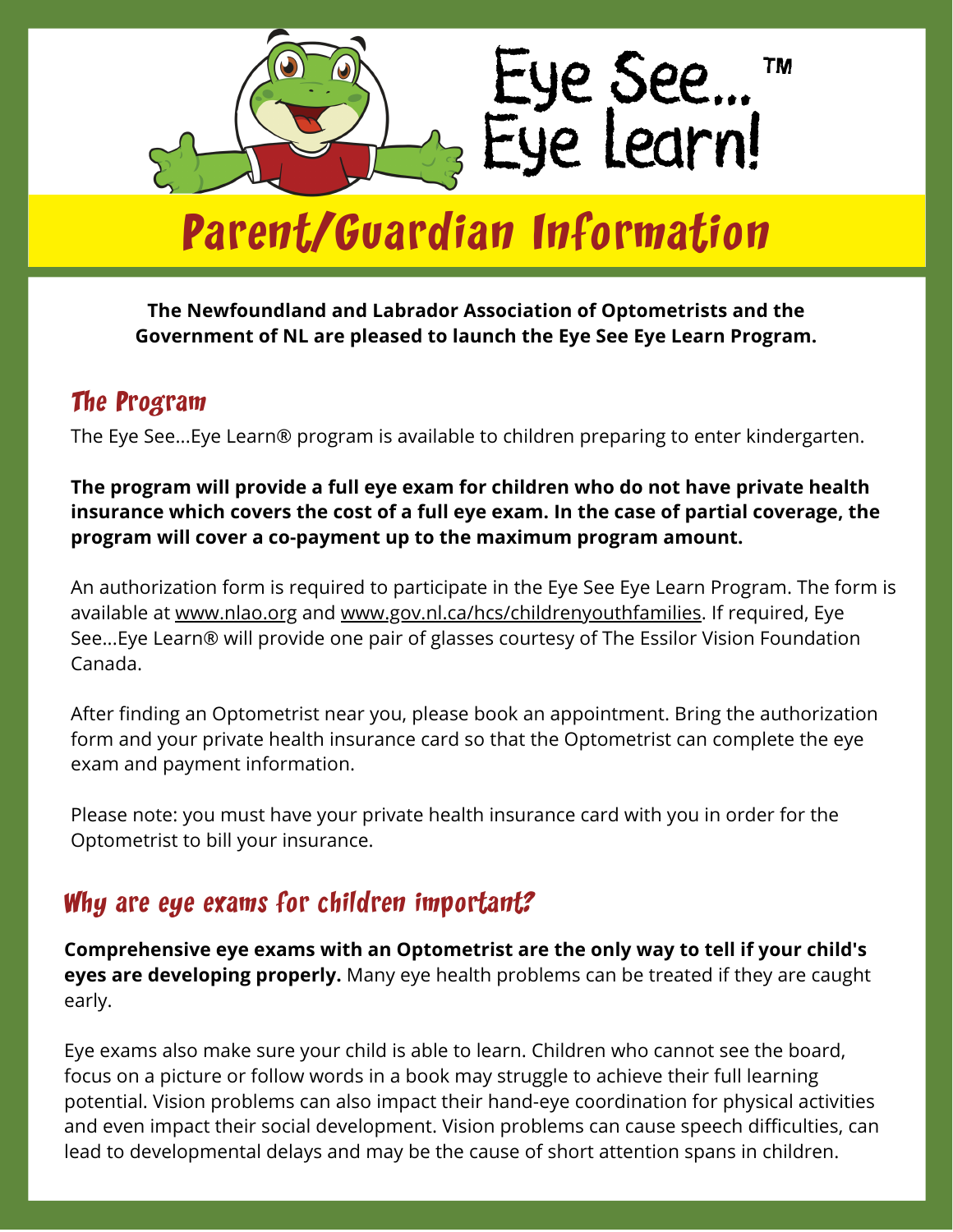# Eye See... Eye Learn!™

## Parent/Guardian Information

**The Newfoundland and Labrador Association of Optometrists and the Government of NL are pleased to launch the Eye See Eye Learn Program.**

### The Program

The Eye See...Eye Learn® program is available to children preparing to enter kindergarten.

**The program will provide a full eye exam for children who do not have private health insurance which covers the cost of a full eye exam. In the case of partial coverage, the program will cover a co-payment up to the maximum program amount.**

An authorization form is required to participate in the Eye See Eye Learn Program. The form is available at www.nlao.org and www.gov.nl.ca/hcs/childrenyouthfamilies. If required, Eye See...Eye Learn® will provide one pair of glasses courtesy of The Essilor Vision Foundation Canada.

After finding an Optometrist near you, please book an appointment. Bring the authorization form and your private health insurance card so that the Optometrist can complete the eye exam and payment information.

Please note: you must have your private health insurance card with you in order for the Optometrist to bill your insurance.

### Why are eye exams for children important?

**Comprehensive eye exams with an Optometrist are the only way to tell if your child's eyes are developing properly.** Many eye health problems can be treated if they are caught early.

Eye exams also make sure your child is able to learn. Children who cannot see the board, focus on a picture or follow words in a book may struggle to achieve their full learning potential. Vision problems can also impact their hand-eye coordination for physical activities and even impact their social development. Vision problems can cause speech difficulties, can lead to developmental delays and may be the cause of short attention spans in children.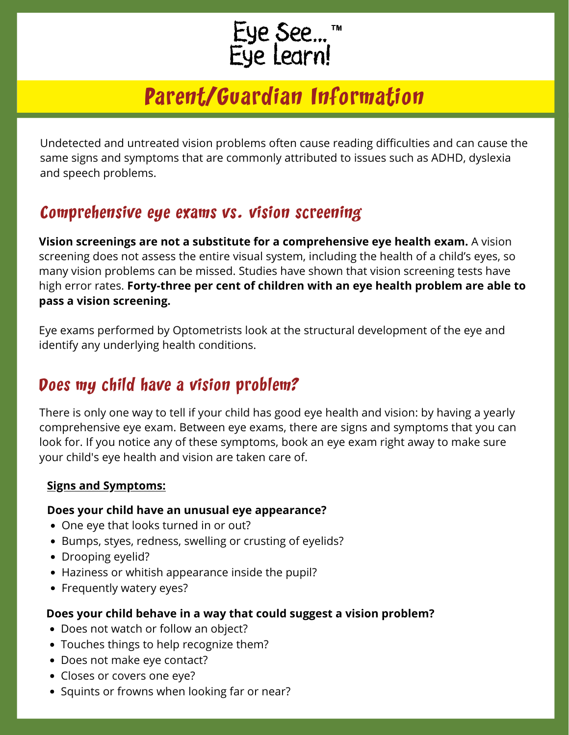# Eye See... Eye Learn!™

## Parent/Guardian Information

Undetected and untreated vision problems often cause reading difficulties and can cause the same signs and symptoms that are commonly attributed to issues such as ADHD, dyslexia and speech problems.

### Comprehensive eye exams vs. vision screening

**Vision screenings are not a substitute for a comprehensive eye health exam.** A vision screening does not assess the entire visual system, including the health of a child's eyes, so many vision problems can be missed. Studies have shown that vision screening tests have high error rates. **Forty-three per cent of children with an eye health problem are able to pass a vision screening.**

Eye exams performed by Optometrists look at the structural development of the eye and identify any underlying health conditions.

### Does my child have a vision problem?

There is only one way to tell if your child has good eye health and vision: by having a yearly comprehensive eye exam. Between eye exams, there are signs and symptoms that you can look for. If you notice any of these symptoms, book an eye exam right away to make sure your child's eye health and vision are taken care of.

**Signs and Symptoms:**

**Does your child have an unusual eye appearance?**

- One eye that looks turned in or out?
- Bumps, styes, redness, swelling or crusting of eyelids?
- Drooping eyelid?
- Haziness or whitish appearance inside the pupil?
- Frequently watery eyes?

**Does your child behave in a way that could suggest a vision problem?**

- Does not watch or follow an object?
- Touches things to help recognize them?
- Does not make eye contact?
- Closes or covers one eye?
- Squints or frowns when looking far or near?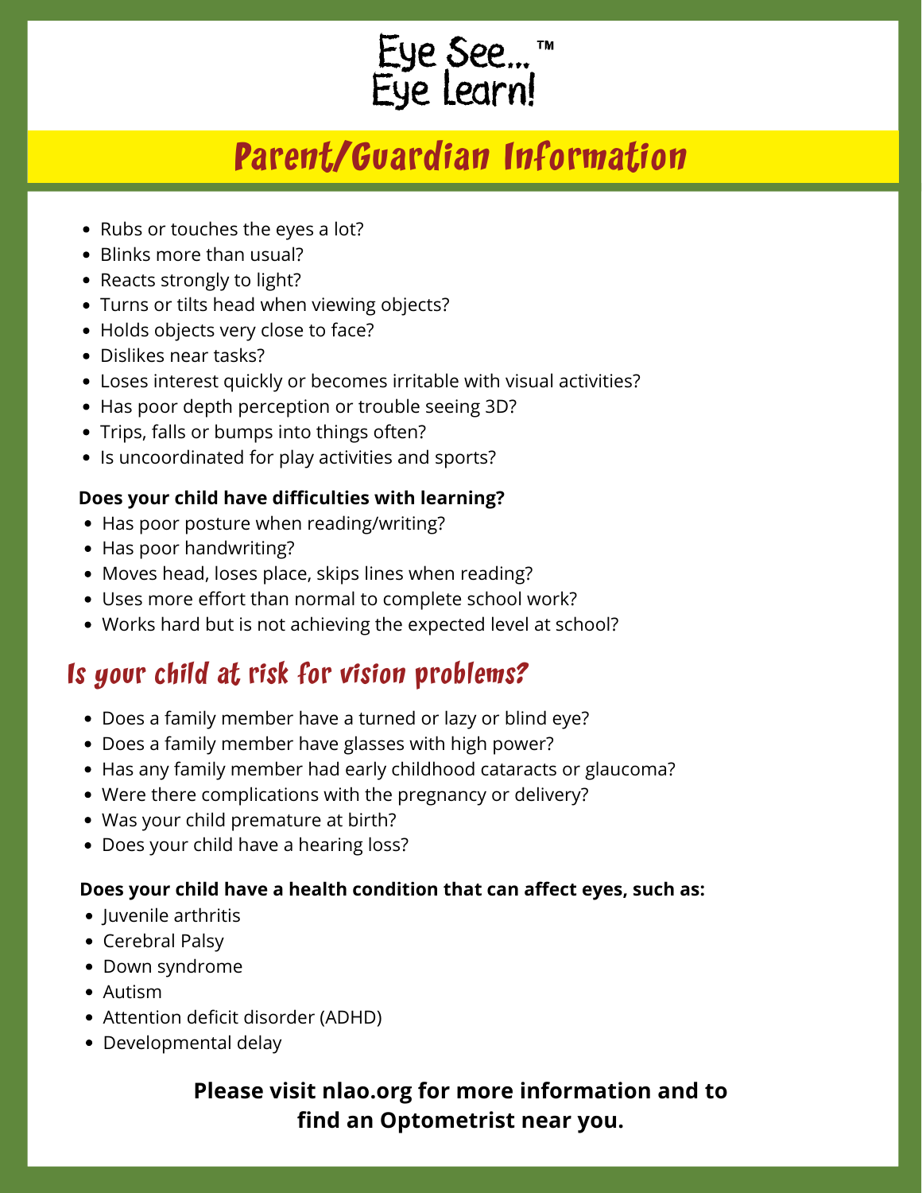# Eye See... Eye Learn!™

## Parent/Guardian Information

- Rubs or touches the eyes a lot?
- Blinks more than usual?
- Reacts strongly to light?
- Turns or tilts head when viewing objects?
- Holds objects very close to face?
- Dislikes near tasks?
- Loses interest quickly or becomes irritable with visual activities?
- Has poor depth perception or trouble seeing 3D?
- Trips, falls or bumps into things often?
- Is uncoordinated for play activities and sports?

**Does your child have difficulties with learning?**

- Has poor posture when reading/writing?
- Has poor handwriting?
- Moves head, loses place, skips lines when reading?
- Uses more effort than normal to complete school work?
- Works hard but is not achieving the expected level at school?

## Is your child at risk for vision problems?

- Does a family member have a turned or lazy or blind eye?
- Does a family member have glasses with high power?
- Has any family member had early childhood cataracts or glaucoma?
- Were there complications with the pregnancy or delivery?
- Was your child premature at birth?
- Does your child have a hearing loss?

**Does your child have a health condition that can affect eyes, such as:**

- Juvenile arthritis
- Cerebral Palsy
- Down syndrome
- Autism
- Attention deficit disorder (ADHD)
- Developmental delay

**Please visit nlao.org for more information and to find an Optometrist near you.**